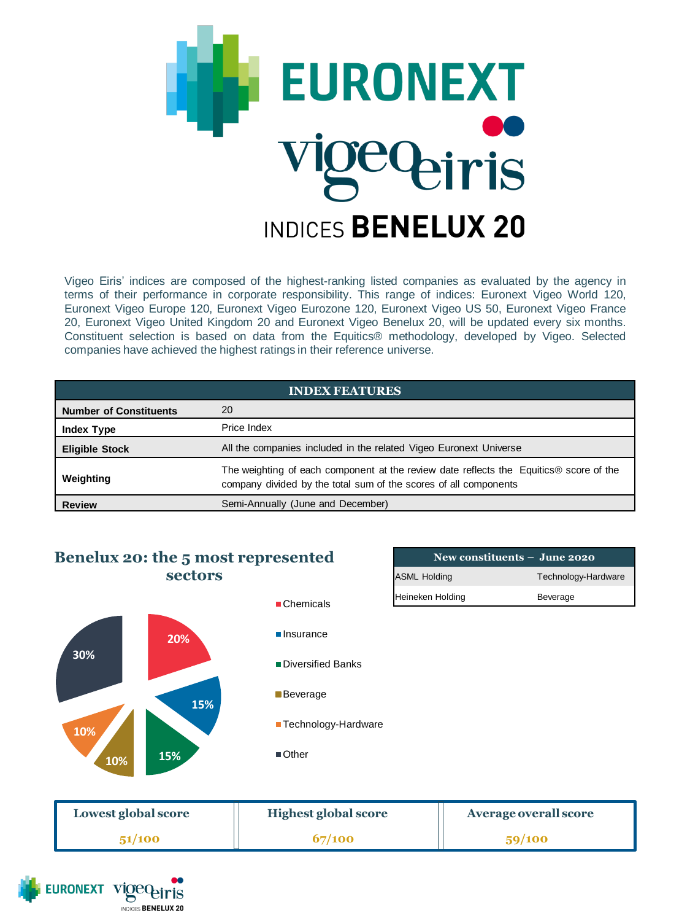# EURONEXT vigeo eiris

## INDICES BENELUX 20

Vigeo Eiris' indices are composed of the highest-ranking listed companies as evaluated by the agency in terms of their performance in corporate responsibility. This range of indices: Euronext Vigeo World 120, Euronext Vigeo Europe 120, Euronext Vigeo Eurozone 120, Euronext Vigeo US 50, Euronext Vigeo France 20, Euronext Vigeo United Kingdom 20 and Euronext Vigeo Benelux 20, will be updated every six months. Constituent selection is based on data from the Equitics® methodology, developed by Vigeo. Selected companies have achieved the highest ratings in their reference universe.

| INDEX FEATURES | |
|---|---|
| **Number of Constituents** | 20 |
| **Index Type** | Price Index |
| **Eligible Stock** | All the companies included in the related Vigeo Euronext Universe |
| **Weighting** | The weighting of each component at the review date reflects the Equitics® score of the company divided by the total sum of the scores of all components |
| **Review** | Semi-Annually (June and December) |

## Benelux 20: the 5 most represented sectors

| Sector | Share |
|---|---|
| Chemicals | 20% |
| Insurance | 15% |
| Diversified Banks | 15% |
| Beverage | 10% |
| Technology-Hardware | 10% |
| Other | 30% |

| New constituents – June 2020 | |
|---|---|
| ASML Holding | Technology-Hardware |
| Heineken Holding | Beverage |

| Lowest global score | Highest global score | Average overall score |
|---|---|---|
| 51/100 | 67/100 | 59/100 |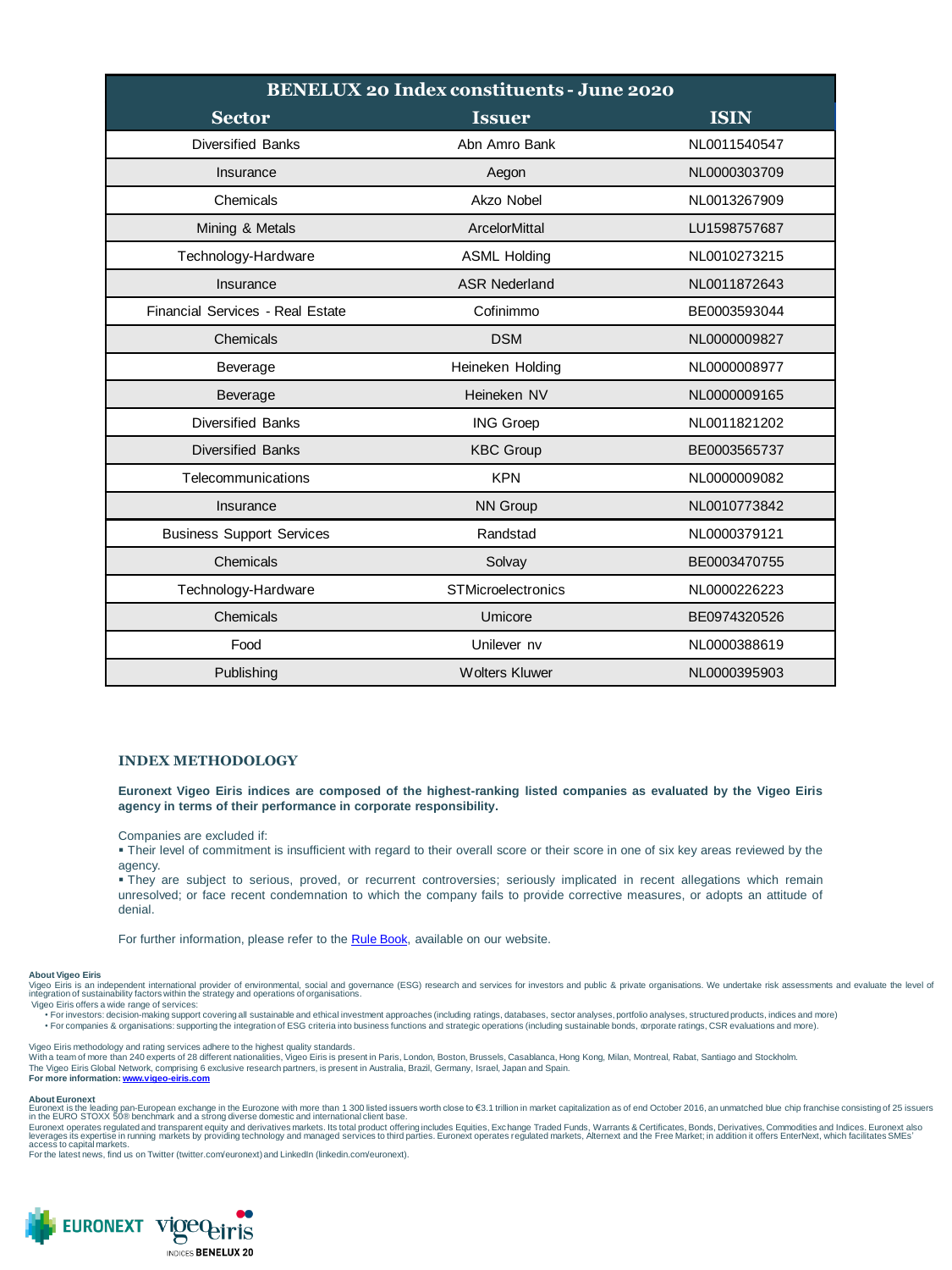| BENELUX 20 Index constituents - June 2020 | | |
|---|---|---|
| **Sector** | **Issuer** | **ISIN** |
| Diversified Banks | Abn Amro Bank | NL0011540547 |
| Insurance | Aegon | NL0000303709 |
| Chemicals | Akzo Nobel | NL0013267909 |
| Mining & Metals | ArcelorMittal | LU1598757687 |
| Technology-Hardware | ASML Holding | NL0010273215 |
| Insurance | ASR Nederland | NL0011872643 |
| Financial Services - Real Estate | Cofinimmo | BE0003593044 |
| Chemicals | DSM | NL0000009827 |
| Beverage | Heineken Holding | NL0000008977 |
| Beverage | Heineken NV | NL0000009165 |
| Diversified Banks | ING Groep | NL0011821202 |
| Diversified Banks | KBC Group | BE0003565737 |
| Telecommunications | KPN | NL0000009082 |
| Insurance | NN Group | NL0010773842 |
| Business Support Services | Randstad | NL0000379121 |
| Chemicals | Solvay | BE0003470755 |
| Technology-Hardware | STMicroelectronics | NL0000226223 |
| Chemicals | Umicore | BE0974320526 |
| Food | Unilever nv | NL0000388619 |
| Publishing | Wolters Kluwer | NL0000395903 |

## INDEX METHODOLOGY

**Euronext Vigeo Eiris indices are composed of the highest-ranking listed companies as evaluated by the Vigeo Eiris agency in terms of their performance in corporate responsibility.**

Companies are excluded if:

- Their level of commitment is insufficient with regard to their overall score or their score in one of six key areas reviewed by the agency.
- They are subject to serious, proved, or recurrent controversies; seriously implicated in recent allegations which remain unresolved; or face recent condemnation to which the company fails to provide corrective measures, or adopts an attitude of denial.

For further information, please refer to the Rule Book, available on our website.

**About Vigeo Eiris**

Vigeo Eiris is an independent international provider of environmental, social and governance (ESG) research and services for investors and public & private organisations. We undertake risk assessments and evaluate the level of integration of sustainability factors within the strategy and operations of organisations.

Vigeo Eiris offers a wide range of services:

- For investors: decision-making support covering all sustainable and ethical investment approaches (including ratings, databases, sector analyses, portfolio analyses, structured products, indices and more)
- For companies & organisations: supporting the integration of ESG criteria into business functions and strategic operations (including sustainable bonds, corporate ratings, CSR evaluations and more).

Vigeo Eiris methodology and rating services adhere to the highest quality standards.
With a team of more than 240 experts of 28 different nationalities, Vigeo Eiris is present in Paris, London, Boston, Brussels, Casablanca, Hong Kong, Milan, Montreal, Rabat, Santiago and Stockholm.
The Vigeo Eiris Global Network, comprising 6 exclusive research partners, is present in Australia, Brazil, Germany, Israel, Japan and Spain.
**For more information: www.vigeo-eiris.com**

**About Euronext**

Euronext is the leading pan-European exchange in the Eurozone with more than 1 300 listed issuers worth close to €3.1 trillion in market capitalization as of end October 2016, an unmatched blue chip franchise consisting of 25 issuers in the EURO STOXX 50® benchmark and a strong diverse domestic and international client base.
Euronext operates regulated and transparent equity and derivatives markets. Its total product offering includes Equities, Exchange Traded Funds, Warrants & Certificates, Bonds, Derivatives, Commodities and Indices. Euronext also leverages its expertise in running markets by providing technology and managed services to third parties. Euronext operates regulated markets, Alternext and the Free Market; in addition it offers EnterNext, which facilitates SMEs' access to capital markets.
For the latest news, find us on Twitter (twitter.com/euronext) and LinkedIn (linkedin.com/euronext).

EURONEXT vigeo eiris INDICES BENELUX 20